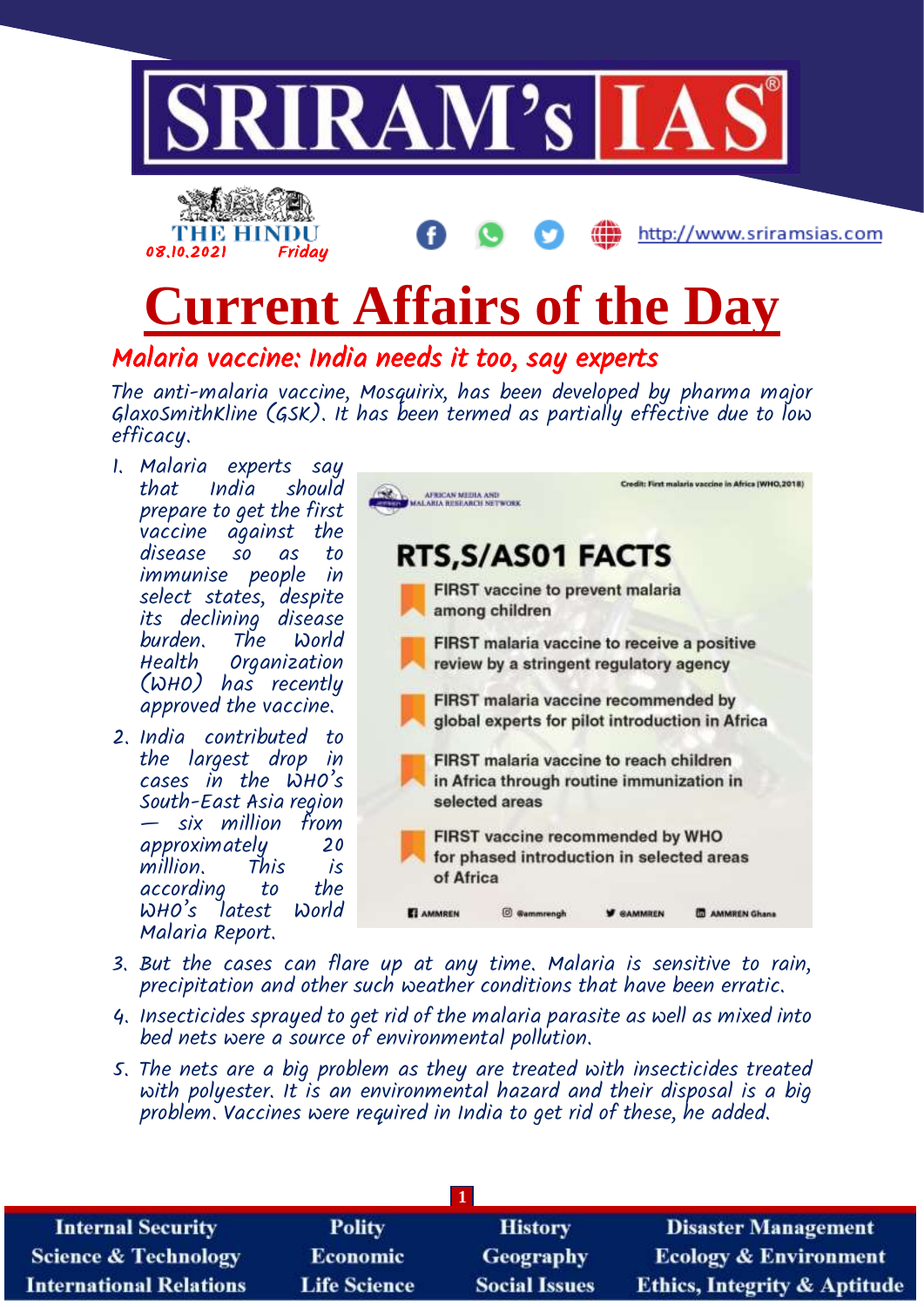# Current Affairs of the Day

THE HINDU 08.10.2021 Friday

## Malaria vaccine: India needs it too, say experts

The anti-malaria vaccine, Mosquirix, has been developed by pharma major GlaxoSmithKline (GSK). It has been termed as partially effective due to low efficacy.

1. Malaria experts say that India should prepare to get the first vaccine against the disease so as to immunise people in select states, despite its declining disease burden. The World Health Organization (WHO) has recently approved the vaccine.
2. India contributed to the largest drop in cases in the WHO's South-East Asia region — six million from approximately 20 million. This is according to the WHO's latest World Malaria Report.
3. But the cases can flare up at any time. Malaria is sensitive to rain, precipitation and other such weather conditions that have been erratic.
4. Insecticides sprayed to get rid of the malaria parasite as well as mixed into bed nets were a source of environmental pollution.
5. The nets are a big problem as they are treated with insecticides treated with polyester. It is an environmental hazard and their disposal is a big problem. Vaccines were required in India to get rid of these, he added.

### RTS,S/AS01 FACTS

AFRICAN MEDIA AND MALARIA RESEARCH NETWORK

Credit: First malaria vaccine in Africa (WHO,2018)

- FIRST vaccine to prevent malaria among children
- FIRST malaria vaccine to receive a positive review by a stringent regulatory agency
- FIRST malaria vaccine recommended by global experts for pilot introduction in Africa
- FIRST malaria vaccine to reach children in Africa through routine immunization in selected areas
- FIRST vaccine recommended by WHO for phased introduction in selected areas of Africa

AMMREN | @ammrengh | @AMMREN | AMMREN Ghana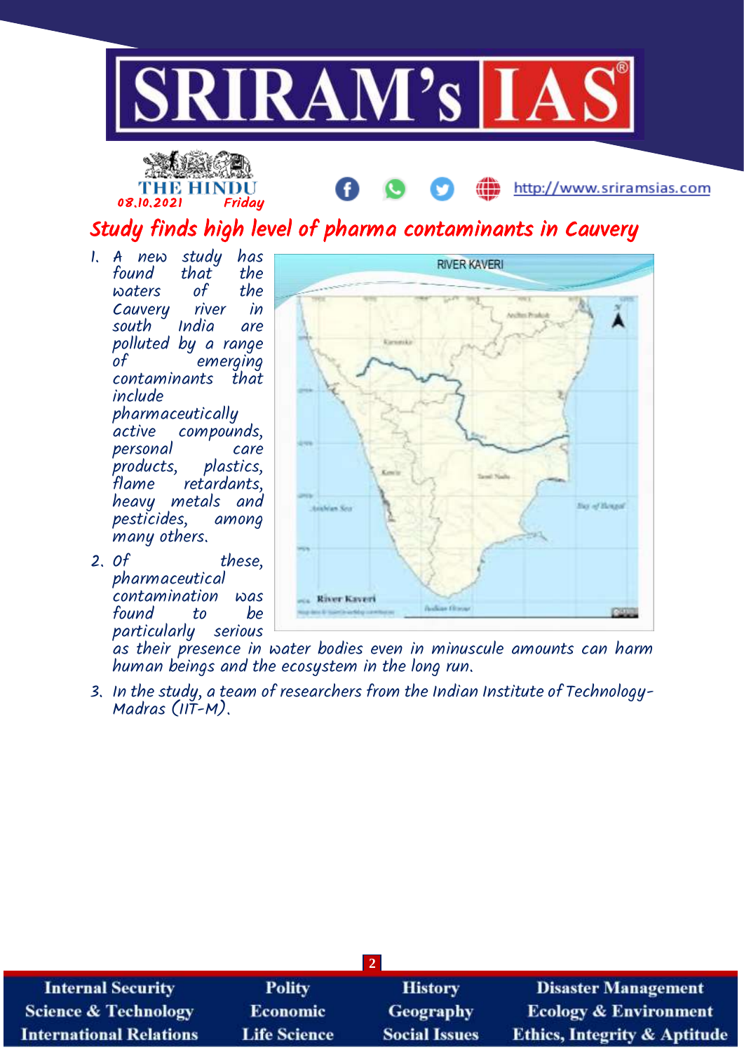THE HINDU
08.10.2021 Friday

# Study finds high level of pharma contaminants in Cauvery

1. A new study has found that the waters of the Cauvery river in south India are polluted by a range of emerging contaminants that include pharmaceutically active compounds, personal care products, plastics, flame retardants, heavy metals and pesticides, among many others.
2. Of these, pharmaceutical contamination was found to be particularly serious as their presence in water bodies even in minuscule amounts can harm human beings and the ecosystem in the long run.
3. In the study, a team of researchers from the Indian Institute of Technology-Madras (IIT-M).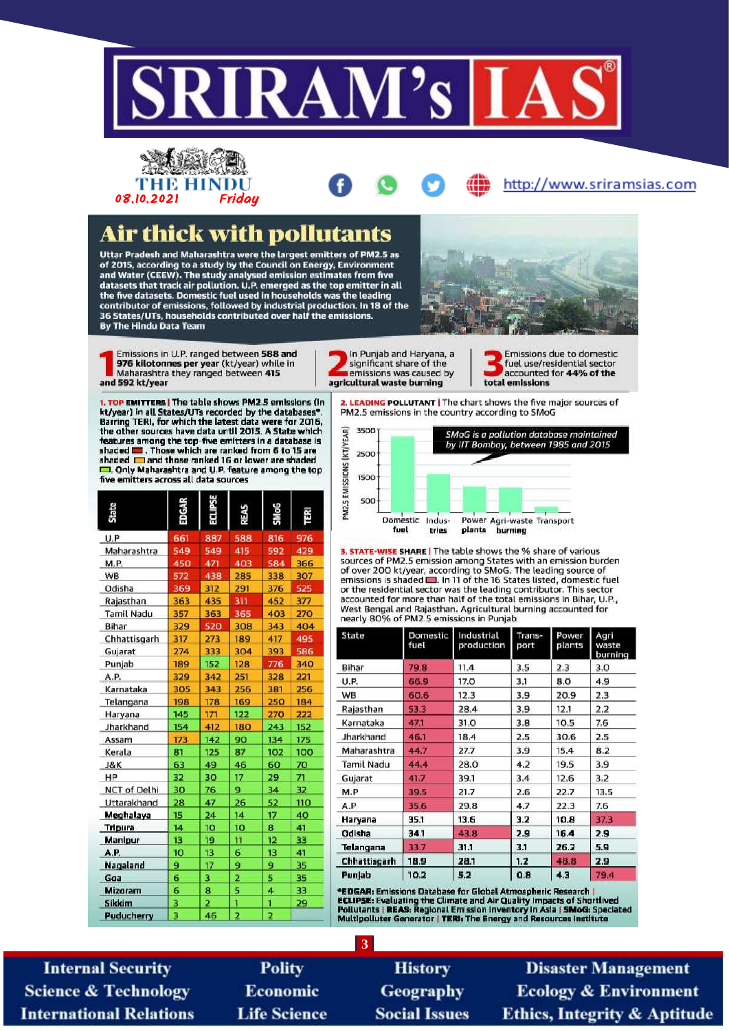# Air thick with pollutants

**Uttar Pradesh and Maharashtra were the largest emitters of PM2.5 as of 2015, according to a study by the Council on Energy, Environment and Water (CEEW). The study analysed emission estimates from five datasets that track air pollution. U.P. emerged as the top emitter in all the five datasets. Domestic fuel used in households was the leading contributor of emissions, followed by industrial production. In 18 of the 36 States/UTs, households contributed over half the emissions.**

**By The Hindu Data Team**

**1** Emissions in U.P. ranged between **588 and 976 kilotonnes per year** (kt/year) while in Maharashtra they ranged between **415 and 592 kt/year**

**2** In Punjab and Haryana, a significant share of the emissions was caused by **agricultural waste burning**

**3** Emissions due to domestic fuel use/residential sector accounted for **44% of the total emissions**

**1. TOP EMITTERS** | The table shows PM2.5 emissions (in kt/year) in all States/UTs recorded by the databases*. Barring TERI, for which the latest data were for 2016, the other sources have data until 2015. A State which features among the top-five emitters in a database is shaded ■. Those which are ranked from 6 to 15 are shaded ■ and those ranked 16 or lower are shaded ■. Only Maharashtra and U.P. feature among the top five emitters across all data sources

| State | EDGAR | ECLIPSE | REAS | SMoG | TERI |
|---|---|---|---|---|---|
| U.P. | 661 | 887 | 588 | 816 | 976 |
| Maharashtra | 549 | 549 | 415 | 592 | 429 |
| M.P. | 450 | 471 | 403 | 584 | 366 |
| WB | 572 | 438 | 285 | 338 | 307 |
| Odisha | 369 | 312 | 291 | 376 | 525 |
| Rajasthan | 363 | 435 | 311 | 452 | 377 |
| Tamil Nadu | 357 | 363 | 365 | 403 | 270 |
| Bihar | 329 | 520 | 308 | 343 | 404 |
| Chhattisgarh | 317 | 273 | 189 | 417 | 495 |
| Gujarat | 274 | 333 | 304 | 393 | 586 |
| Punjab | 189 | 152 | 128 | 776 | 340 |
| A.P. | 329 | 342 | 251 | 328 | 221 |
| Karnataka | 305 | 343 | 256 | 381 | 256 |
| Telangana | 198 | 178 | 169 | 250 | 184 |
| Haryana | 145 | 171 | 122 | 270 | 222 |
| Jharkhand | 154 | 412 | 180 | 243 | 152 |
| Assam | 173 | 142 | 90 | 134 | 175 |
| Kerala | 81 | 125 | 87 | 102 | 100 |
| J&K | 63 | 49 | 46 | 60 | 70 |
| HP | 32 | 30 | 17 | 29 | 71 |
| NCT of Delhi | 30 | 76 | 9 | 34 | 32 |
| Uttarakhand | 28 | 47 | 26 | 52 | 110 |
| Meghalaya | 15 | 24 | 14 | 17 | 40 |
| Tripura | 14 | 10 | 10 | 8 | 41 |
| Manipur | 13 | 19 | 11 | 12 | 33 |
| A.P. | 10 | 13 | 6 | 13 | 41 |
| Nagaland | 9 | 17 | 9 | 9 | 35 |
| Goa | 6 | 3 | 2 | 5 | 35 |
| Mizoram | 6 | 8 | 5 | 4 | 33 |
| Sikkim | 3 | 2 | 1 | 1 | 29 |
| Puducherry | 3 | 46 | 2 | 2 | |

**2. LEADING POLLUTANT** | The chart shows the five major sources of PM2.5 emissions in the country according to SMoG

*SMoG is a pollution database maintained by IIT Bombay, between 1985 and 2015*

PM2.5 EMISSIONS (KT/YEAR): 500, 1500, 2500, 3500

Domestic fuel | Industries | Power plants | Agri-waste burning | Transport

**3. STATE-WISE SHARE** | The table shows the % share of various sources of PM2.5 emission among States with an emission burden of over 200 kt/year, according to SMoG. The leading source of emissions is shaded ■. In 11 of the 16 States listed, domestic fuel or the residential sector was the leading contributor. This sector accounted for more than half of the total emissions in Bihar, U.P., West Bengal and Rajasthan. Agricultural burning accounted for nearly 80% of PM2.5 emissions in Punjab

| State | Domestic fuel | Industrial production | Transport | Power plants | Agri waste burning |
|---|---|---|---|---|---|
| Bihar | 79.8 | 11.4 | 3.5 | 2.3 | 3.0 |
| U.P. | 66.9 | 17.0 | 3.1 | 8.0 | 4.9 |
| WB | 60.6 | 12.3 | 3.9 | 20.9 | 2.3 |
| Rajasthan | 53.3 | 28.4 | 3.9 | 12.1 | 2.2 |
| Karnataka | 47.1 | 31.0 | 3.8 | 10.5 | 7.6 |
| Jharkhand | 46.1 | 18.4 | 2.5 | 30.6 | 2.5 |
| Maharashtra | 44.7 | 27.7 | 3.9 | 15.4 | 8.2 |
| Tamil Nadu | 44.4 | 28.0 | 4.2 | 19.5 | 3.9 |
| Gujarat | 41.7 | 39.1 | 3.4 | 12.6 | 3.2 |
| M.P | 39.5 | 21.7 | 2.6 | 22.7 | 13.5 |
| A.P | 35.6 | 29.8 | 4.7 | 22.3 | 7.6 |
| Haryana | 35.1 | 13.6 | 3.2 | 10.8 | 37.3 |
| Odisha | 34.1 | 43.8 | 2.9 | 16.4 | 2.9 |
| Telangana | 33.7 | 31.1 | 3.1 | 26.2 | 5.9 |
| Chhattisgarh | 18.9 | 28.1 | 1.2 | 48.8 | 2.9 |
| Punjab | 10.2 | 5.2 | 0.8 | 4.3 | 79.4 |

***EDGAR:** Emissions Database for Global Atmospheric Research | **ECLIPSE:** Evaluating the Climate and Air Quality Impacts of Shortlived Pollutants | **REAS:** Regional Emission Inventory in Asia | **SMoG:** Speciated Multipollutant Generator | **TERI:** The Energy and Resources Institute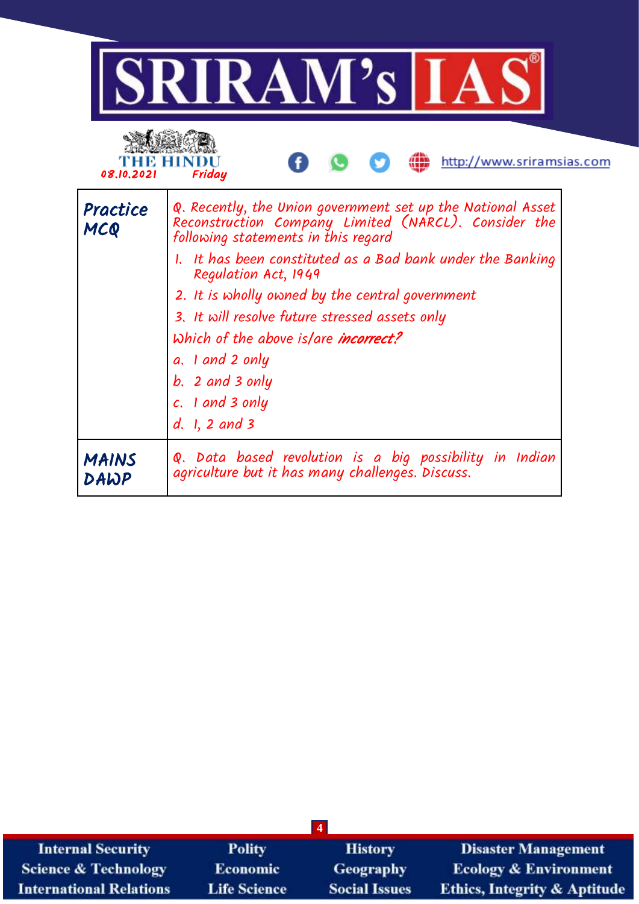| | |
|---|---|
| **Practice MCQ** | Q. Recently, the Union government set up the National Asset Reconstruction Company Limited (NARCL). Consider the following statements in this regard<br>1. It has been constituted as a Bad bank under the Banking Regulation Act, 1949<br>2. It is wholly owned by the central government<br>3. It will resolve future stressed assets only<br>Which of the above is/are ***incorrect?***<br>a. 1 and 2 only<br>b. 2 and 3 only<br>c. 1 and 3 only<br>d. 1, 2 and 3 |
| **MAINS DAWP** | Q. Data based revolution is a big possibility in Indian agriculture but it has many challenges. Discuss. |